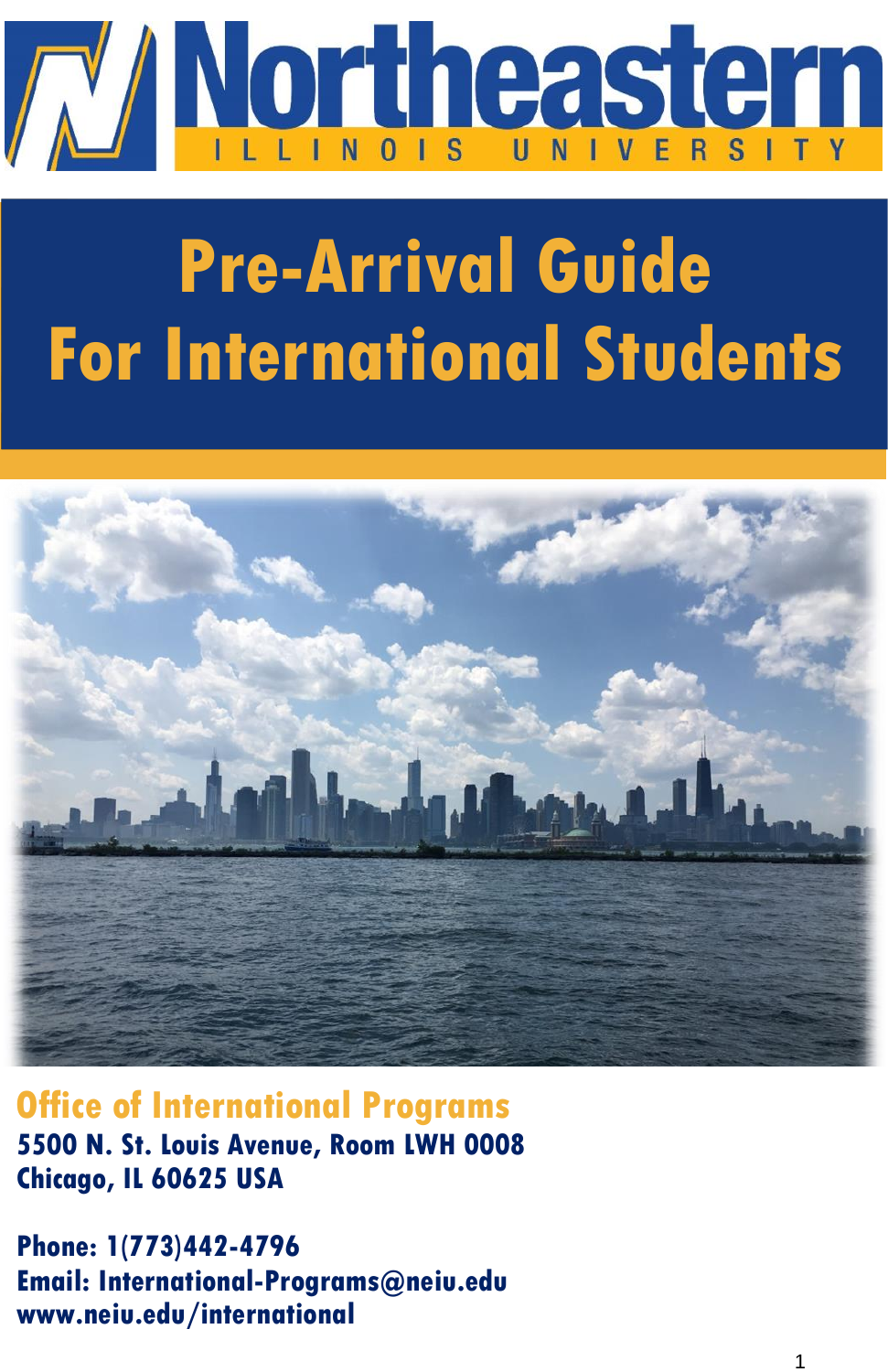# Northeastern ILLINOIS UNIVERSITY

# Pre-Arrival Guide For International Students

## Office of International Programs

**5500 N. St. Louis Avenue, Room LWH 0008**
**Chicago, IL 60625 USA**

**Phone: 1(773)442-4796**
**Email: International-Programs@neiu.edu**
**www.neiu.edu/international**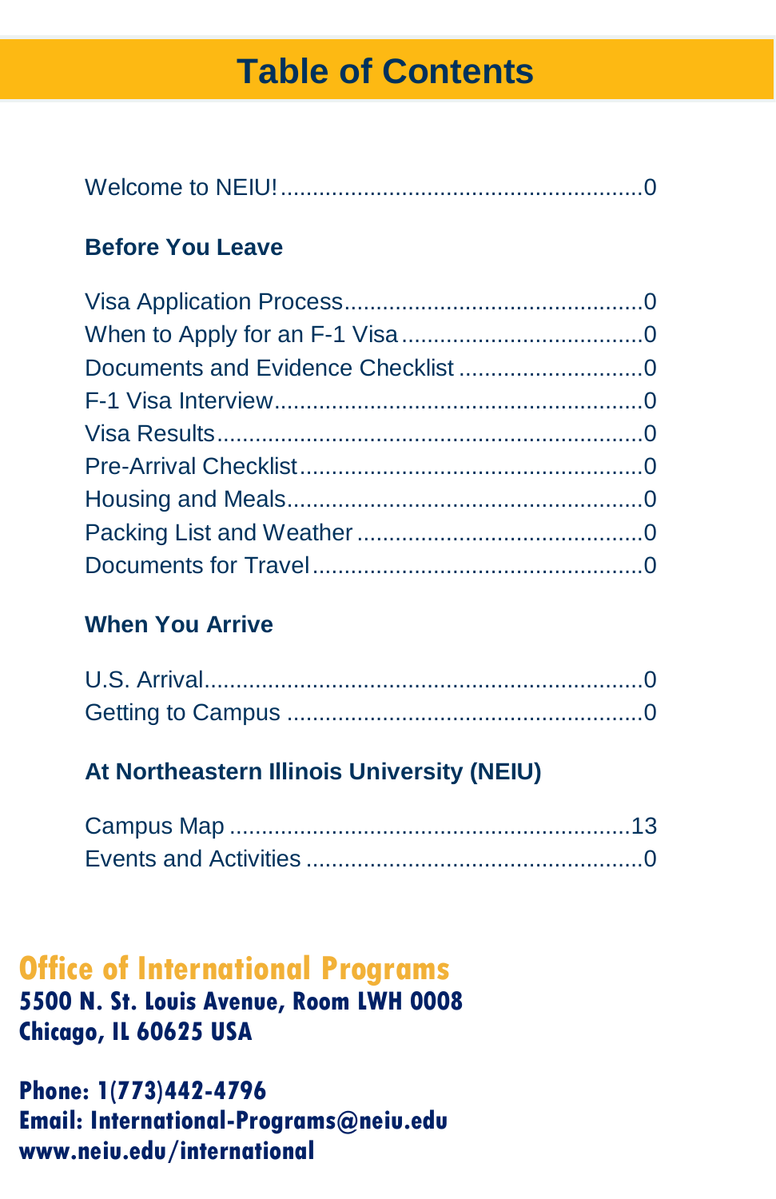# Table of Contents

Welcome to NEIU!........................................................0

**Before You Leave**

Visa Application Process..............................................0
When to Apply for an F-1 Visa.....................................0
Documents and Evidence Checklist............................0
F-1 Visa Interview.........................................................0
Visa Results..................................................................0
Pre-Arrival Checklist.....................................................0
Housing and Meals.......................................................0
Packing List and Weather.............................................0
Documents for Travel...................................................0

**When You Arrive**

U.S. Arrival....................................................................0
Getting to Campus.......................................................0

**At Northeastern Illinois University (NEIU)**

Campus Map...............................................................13
Events and Activities....................................................0

**Office of International Programs**
**5500 N. St. Louis Avenue, Room LWH 0008**
**Chicago, IL 60625 USA**

**Phone: 1(773)442-4796**
**Email: International-Programs@neiu.edu**
**www.neiu.edu/international**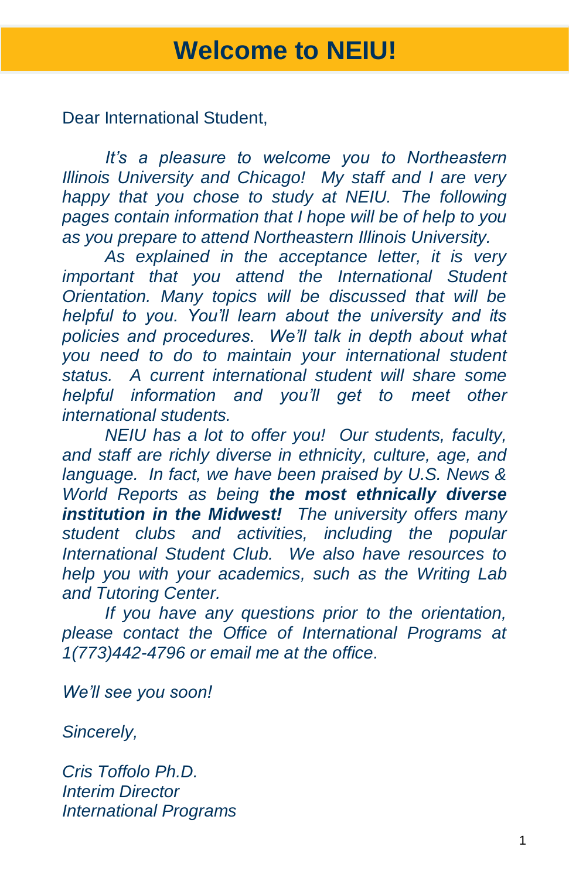# Welcome to NEIU!

Dear International Student,

*It's a pleasure to welcome you to Northeastern Illinois University and Chicago! My staff and I are very happy that you chose to study at NEIU. The following pages contain information that I hope will be of help to you as you prepare to attend Northeastern Illinois University.*

*As explained in the acceptance letter, it is very important that you attend the International Student Orientation. Many topics will be discussed that will be helpful to you. You'll learn about the university and its policies and procedures. We'll talk in depth about what you need to do to maintain your international student status. A current international student will share some helpful information and you'll get to meet other international students.*

*NEIU has a lot to offer you! Our students, faculty, and staff are richly diverse in ethnicity, culture, age, and language. In fact, we have been praised by U.S. News & World Reports as being* ***the most ethnically diverse institution in the Midwest!*** *The university offers many student clubs and activities, including the popular International Student Club. We also have resources to help you with your academics, such as the Writing Lab and Tutoring Center.*

*If you have any questions prior to the orientation, please contact the Office of International Programs at 1(773)442-4796 or email me at the office.*

*We'll see you soon!*

*Sincerely,*

*Cris Toffolo Ph.D.*
*Interim Director*
*International Programs*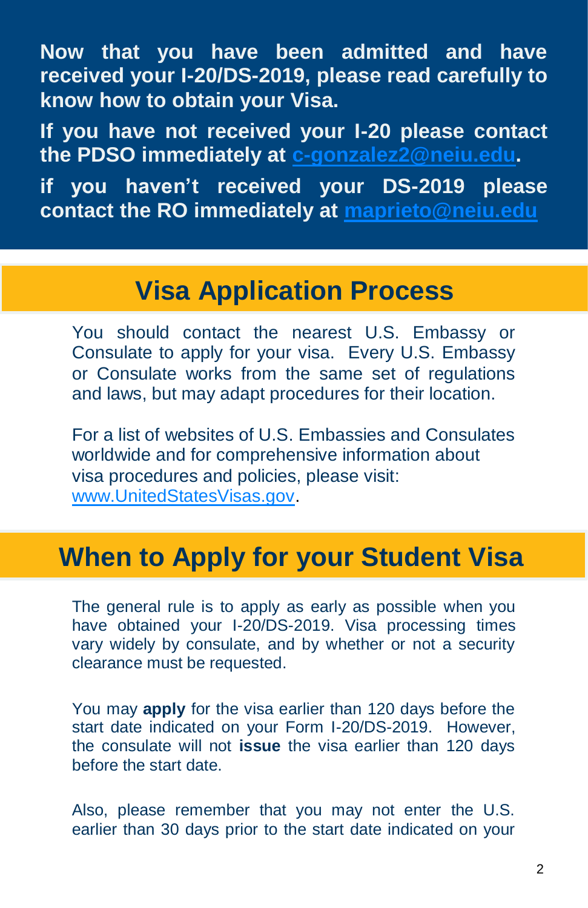**Now that you have been admitted and have received your I-20/DS-2019, please read carefully to know how to obtain your Visa.**

**If you have not received your I-20 please contact the PDSO immediately at [c-gonzalez2@neiu.edu](mailto:c-gonzalez2@neiu.edu).**

**if you haven't received your DS-2019 please contact the RO immediately at [maprieto@neiu.edu](mailto:maprieto@neiu.edu)**

## Visa Application Process

You should contact the nearest U.S. Embassy or Consulate to apply for your visa. Every U.S. Embassy or Consulate works from the same set of regulations and laws, but may adapt procedures for their location.

For a list of websites of U.S. Embassies and Consulates worldwide and for comprehensive information about visa procedures and policies, please visit: [www.UnitedStatesVisas.gov](http://www.UnitedStatesVisas.gov).

## When to Apply for your Student Visa

The general rule is to apply as early as possible when you have obtained your I-20/DS-2019. Visa processing times vary widely by consulate, and by whether or not a security clearance must be requested.

You may **apply** for the visa earlier than 120 days before the start date indicated on your Form I-20/DS-2019. However, the consulate will not **issue** the visa earlier than 120 days before the start date.

Also, please remember that you may not enter the U.S. earlier than 30 days prior to the start date indicated on your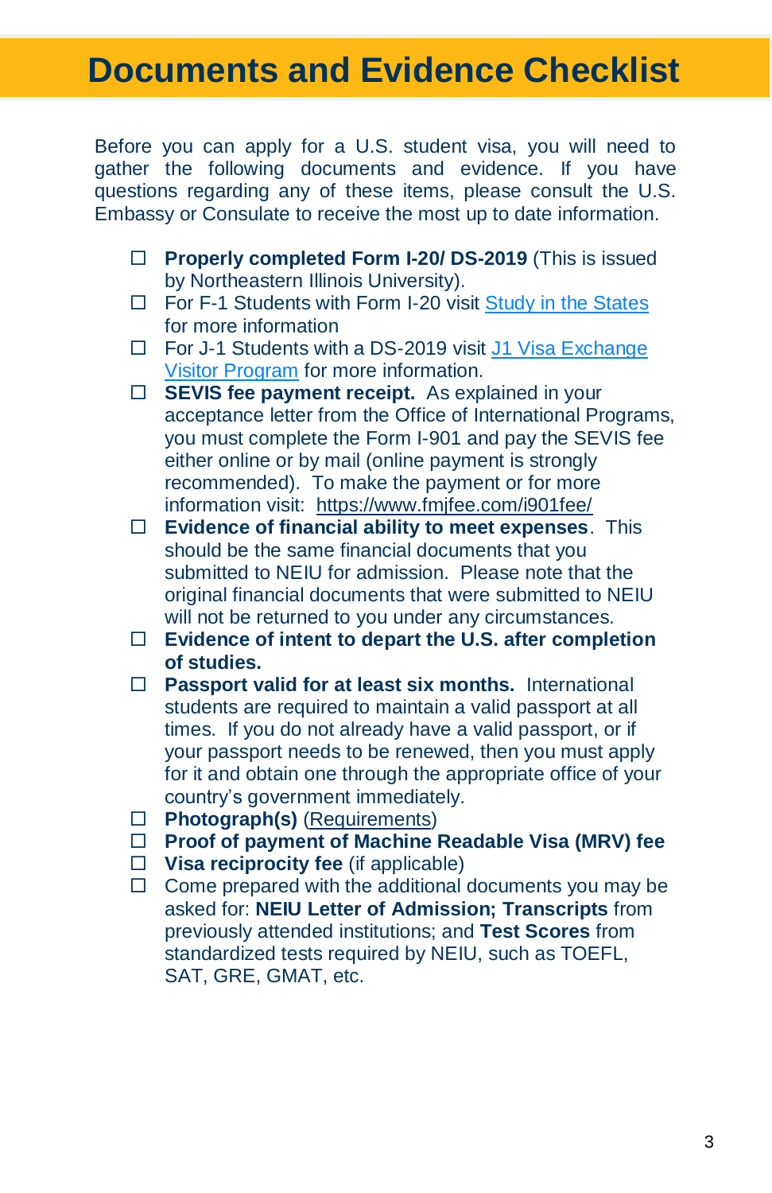# Documents and Evidence Checklist

Before you can apply for a U.S. student visa, you will need to gather the following documents and evidence. If you have questions regarding any of these items, please consult the U.S. Embassy or Consulate to receive the most up to date information.

- ☐ **Properly completed Form I-20/ DS-2019** (This is issued by Northeastern Illinois University).
- ☐ For F-1 Students with Form I-20 visit Study in the States for more information
- ☐ For J-1 Students with a DS-2019 visit J1 Visa Exchange Visitor Program for more information.
- ☐ **SEVIS fee payment receipt.** As explained in your acceptance letter from the Office of International Programs, you must complete the Form I-901 and pay the SEVIS fee either online or by mail (online payment is strongly recommended). To make the payment or for more information visit: https://www.fmjfee.com/i901fee/
- ☐ **Evidence of financial ability to meet expenses**. This should be the same financial documents that you submitted to NEIU for admission. Please note that the original financial documents that were submitted to NEIU will not be returned to you under any circumstances.
- ☐ **Evidence of intent to depart the U.S. after completion of studies.**
- ☐ **Passport valid for at least six months.** International students are required to maintain a valid passport at all times. If you do not already have a valid passport, or if your passport needs to be renewed, then you must apply for it and obtain one through the appropriate office of your country's government immediately.
- ☐ **Photograph(s)** (Requirements)
- ☐ **Proof of payment of Machine Readable Visa (MRV) fee**
- ☐ **Visa reciprocity fee** (if applicable)
- ☐ Come prepared with the additional documents you may be asked for: **NEIU Letter of Admission; Transcripts** from previously attended institutions; and **Test Scores** from standardized tests required by NEIU, such as TOEFL, SAT, GRE, GMAT, etc.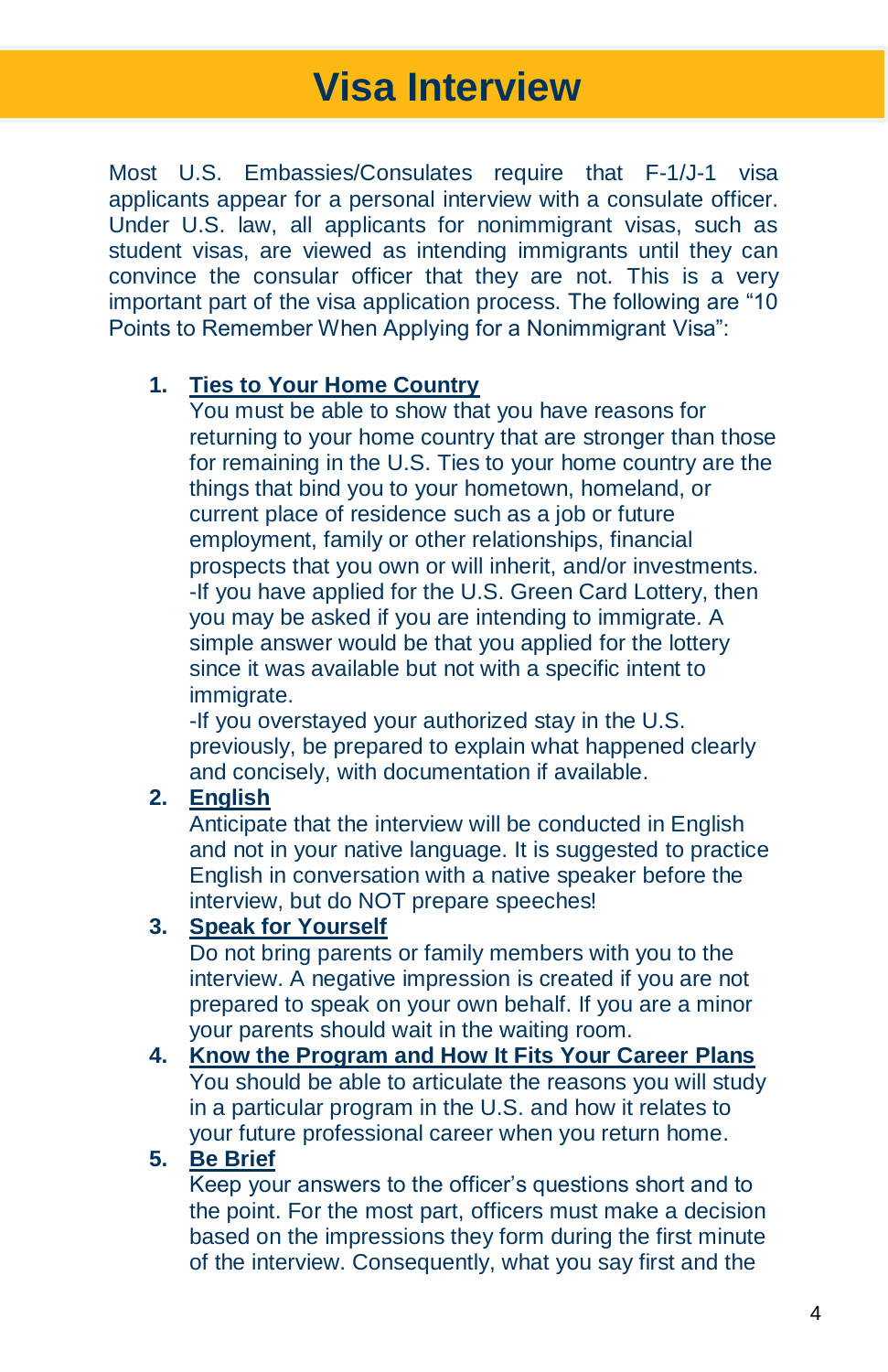# Visa Interview

Most U.S. Embassies/Consulates require that F-1/J-1 visa applicants appear for a personal interview with a consulate officer. Under U.S. law, all applicants for nonimmigrant visas, such as student visas, are viewed as intending immigrants until they can convince the consular officer that they are not. This is a very important part of the visa application process. The following are "10 Points to Remember When Applying for a Nonimmigrant Visa":

1. **Ties to Your Home Country**
   You must be able to show that you have reasons for returning to your home country that are stronger than those for remaining in the U.S. Ties to your home country are the things that bind you to your hometown, homeland, or current place of residence such as a job or future employment, family or other relationships, financial prospects that you own or will inherit, and/or investments.
   -If you have applied for the U.S. Green Card Lottery, then you may be asked if you are intending to immigrate. A simple answer would be that you applied for the lottery since it was available but not with a specific intent to immigrate.
   -If you overstayed your authorized stay in the U.S. previously, be prepared to explain what happened clearly and concisely, with documentation if available.
2. **English**
   Anticipate that the interview will be conducted in English and not in your native language. It is suggested to practice English in conversation with a native speaker before the interview, but do NOT prepare speeches!
3. **Speak for Yourself**
   Do not bring parents or family members with you to the interview. A negative impression is created if you are not prepared to speak on your own behalf. If you are a minor your parents should wait in the waiting room.
4. **Know the Program and How It Fits Your Career Plans**
   You should be able to articulate the reasons you will study in a particular program in the U.S. and how it relates to your future professional career when you return home.
5. **Be Brief**
   Keep your answers to the officer's questions short and to the point. For the most part, officers must make a decision based on the impressions they form during the first minute of the interview. Consequently, what you say first and the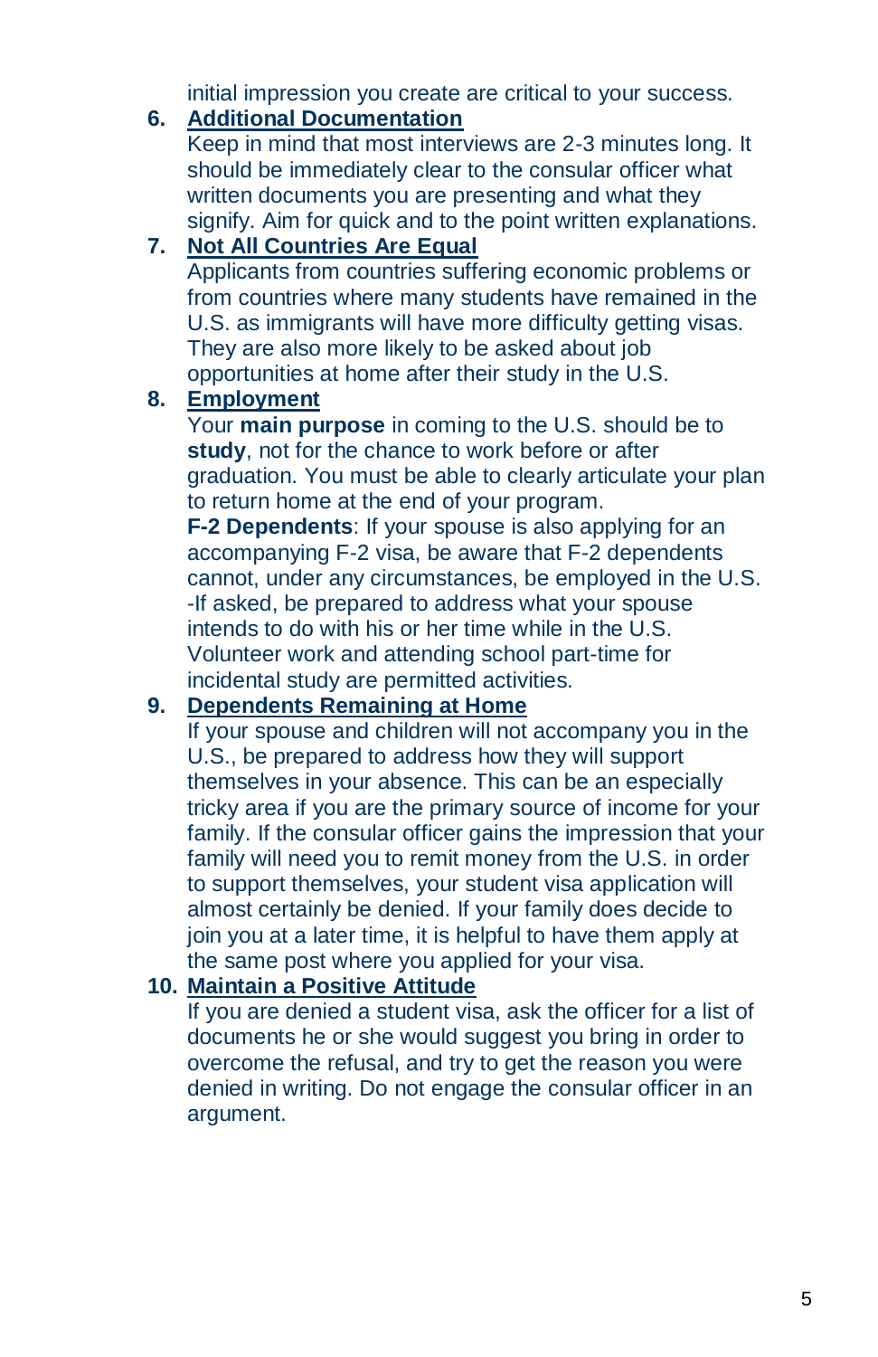initial impression you create are critical to your success.

6. **Additional Documentation**
   Keep in mind that most interviews are 2-3 minutes long. It should be immediately clear to the consular officer what written documents you are presenting and what they signify. Aim for quick and to the point written explanations.

7. **Not All Countries Are Equal**
   Applicants from countries suffering economic problems or from countries where many students have remained in the U.S. as immigrants will have more difficulty getting visas. They are also more likely to be asked about job opportunities at home after their study in the U.S.

8. **Employment**
   Your **main purpose** in coming to the U.S. should be to **study**, not for the chance to work before or after graduation. You must be able to clearly articulate your plan to return home at the end of your program.
   **F-2 Dependents**: If your spouse is also applying for an accompanying F-2 visa, be aware that F-2 dependents cannot, under any circumstances, be employed in the U.S. -If asked, be prepared to address what your spouse intends to do with his or her time while in the U.S. Volunteer work and attending school part-time for incidental study are permitted activities.

9. **Dependents Remaining at Home**
   If your spouse and children will not accompany you in the U.S., be prepared to address how they will support themselves in your absence. This can be an especially tricky area if you are the primary source of income for your family. If the consular officer gains the impression that your family will need you to remit money from the U.S. in order to support themselves, your student visa application will almost certainly be denied. If your family does decide to join you at a later time, it is helpful to have them apply at the same post where you applied for your visa.

10. **Maintain a Positive Attitude**
    If you are denied a student visa, ask the officer for a list of documents he or she would suggest you bring in order to overcome the refusal, and try to get the reason you were denied in writing. Do not engage the consular officer in an argument.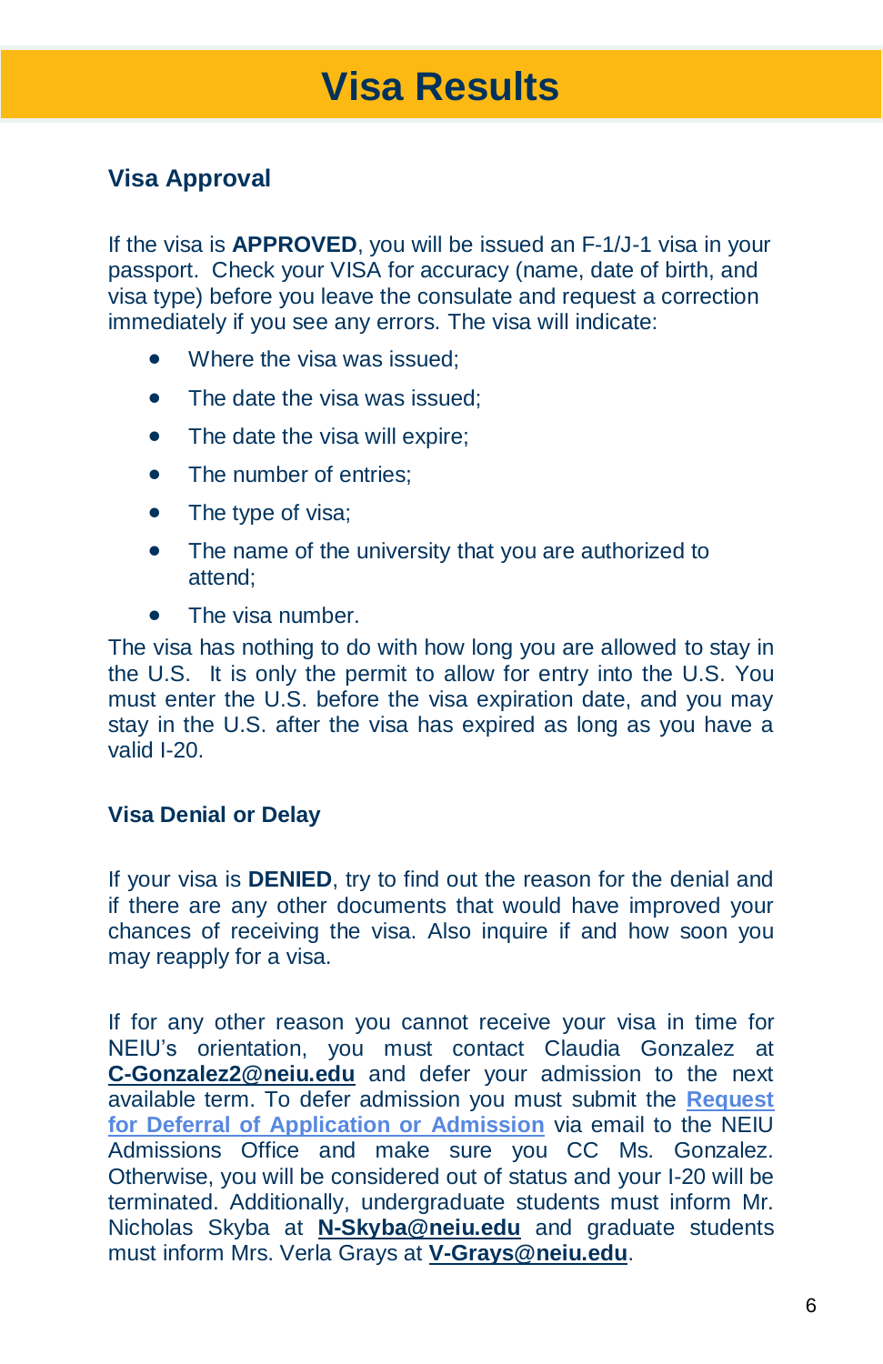# Visa Results

## Visa Approval

If the visa is **APPROVED**, you will be issued an F-1/J-1 visa in your passport. Check your VISA for accuracy (name, date of birth, and visa type) before you leave the consulate and request a correction immediately if you see any errors. The visa will indicate:

- Where the visa was issued;
- The date the visa was issued;
- The date the visa will expire;
- The number of entries;
- The type of visa;
- The name of the university that you are authorized to attend;
- The visa number.

The visa has nothing to do with how long you are allowed to stay in the U.S. It is only the permit to allow for entry into the U.S. You must enter the U.S. before the visa expiration date, and you may stay in the U.S. after the visa has expired as long as you have a valid I-20.

## Visa Denial or Delay

If your visa is **DENIED**, try to find out the reason for the denial and if there are any other documents that would have improved your chances of receiving the visa. Also inquire if and how soon you may reapply for a visa.

If for any other reason you cannot receive your visa in time for NEIU's orientation, you must contact Claudia Gonzalez at **C-Gonzalez2@neiu.edu** and defer your admission to the next available term. To defer admission you must submit the **Request for Deferral of Application or Admission** via email to the NEIU Admissions Office and make sure you CC Ms. Gonzalez. Otherwise, you will be considered out of status and your I-20 will be terminated. Additionally, undergraduate students must inform Mr. Nicholas Skyba at **N-Skyba@neiu.edu** and graduate students must inform Mrs. Verla Grays at **V-Grays@neiu.edu**.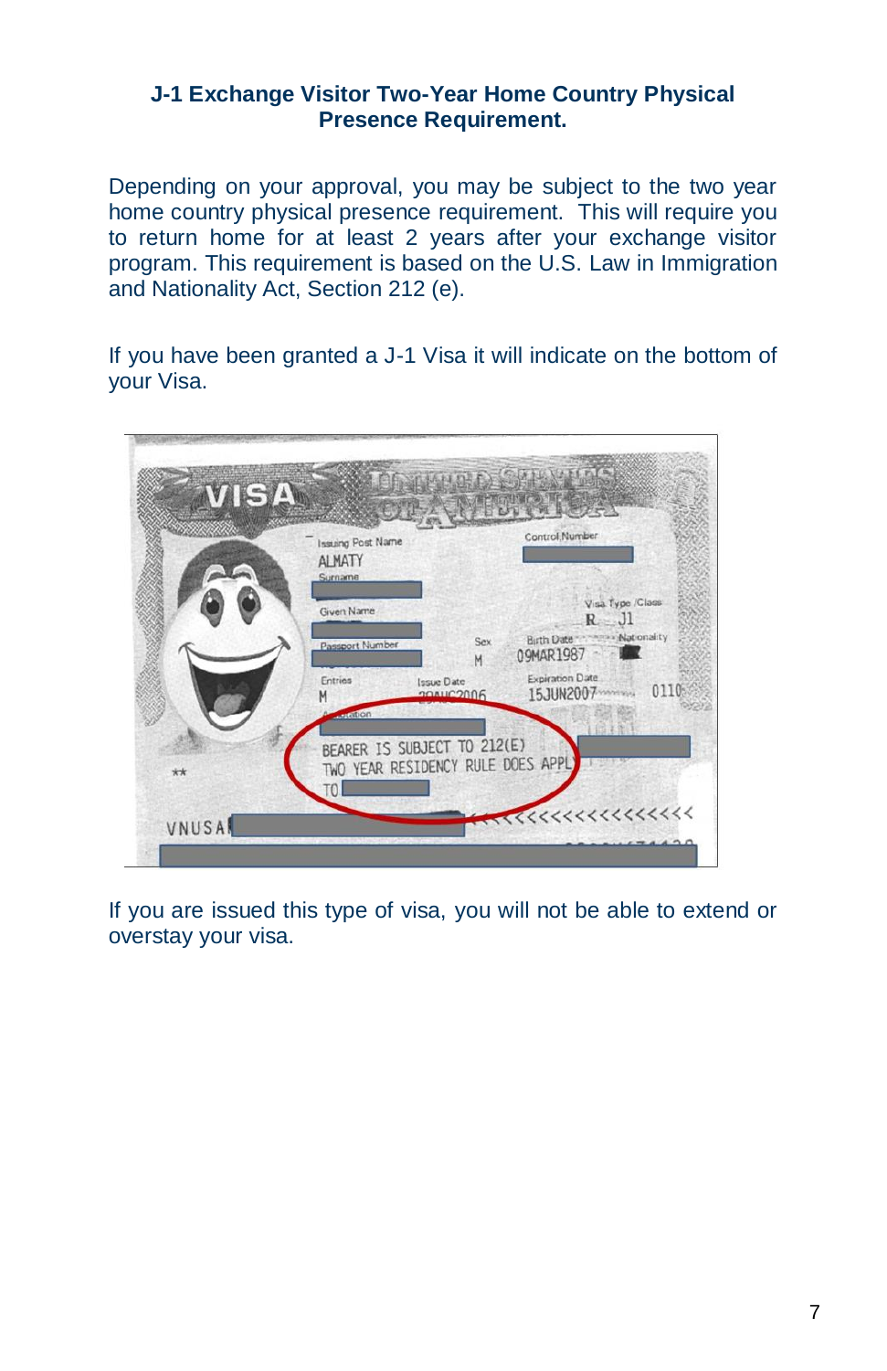## J-1 Exchange Visitor Two-Year Home Country Physical Presence Requirement.

Depending on your approval, you may be subject to the two year home country physical presence requirement. This will require you to return home for at least 2 years after your exchange visitor program. This requirement is based on the U.S. Law in Immigration and Nationality Act, Section 212 (e).

If you have been granted a J-1 Visa it will indicate on the bottom of your Visa.

If you are issued this type of visa, you will not be able to extend or overstay your visa.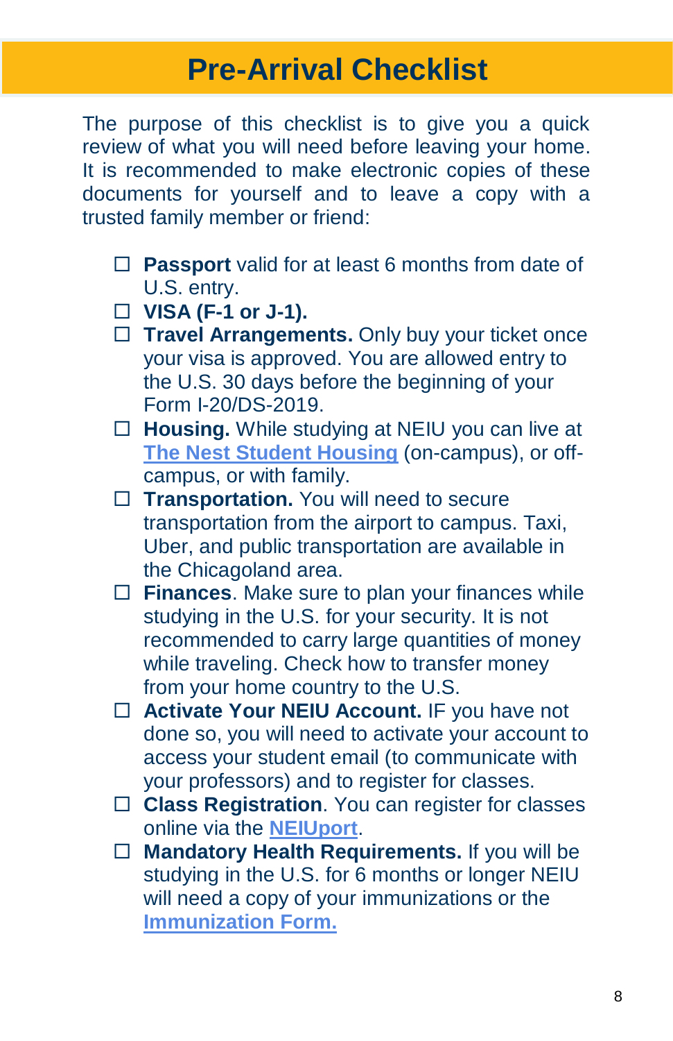# Pre-Arrival Checklist

The purpose of this checklist is to give you a quick review of what you will need before leaving your home. It is recommended to make electronic copies of these documents for yourself and to leave a copy with a trusted family member or friend:

- ☐ **Passport** valid for at least 6 months from date of U.S. entry.
- ☐ **VISA (F-1 or J-1).**
- ☐ **Travel Arrangements.** Only buy your ticket once your visa is approved. You are allowed entry to the U.S. 30 days before the beginning of your Form I-20/DS-2019.
- ☐ **Housing.** While studying at NEIU you can live at The Nest Student Housing (on-campus), or off-campus, or with family.
- ☐ **Transportation.** You will need to secure transportation from the airport to campus. Taxi, Uber, and public transportation are available in the Chicagoland area.
- ☐ **Finances**. Make sure to plan your finances while studying in the U.S. for your security. It is not recommended to carry large quantities of money while traveling. Check how to transfer money from your home country to the U.S.
- ☐ **Activate Your NEIU Account.** IF you have not done so, you will need to activate your account to access your student email (to communicate with your professors) and to register for classes.
- ☐ **Class Registration**. You can register for classes online via the **NEIUport**.
- ☐ **Mandatory Health Requirements.** If you will be studying in the U.S. for 6 months or longer NEIU will need a copy of your immunizations or the **Immunization Form.**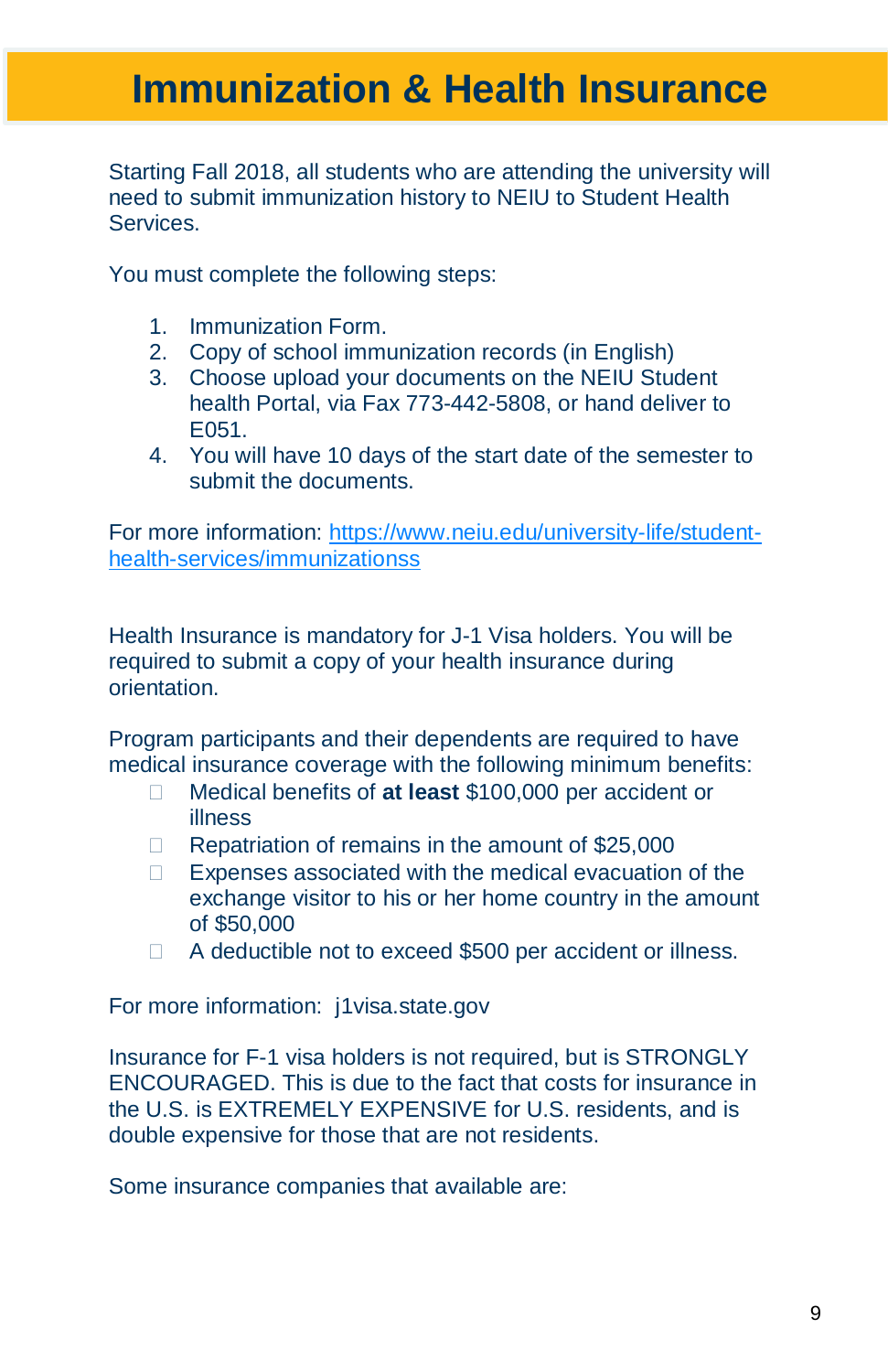# Immunization & Health Insurance

Starting Fall 2018, all students who are attending the university will need to submit immunization history to NEIU to Student Health Services.

You must complete the following steps:

1. Immunization Form.
2. Copy of school immunization records (in English)
3. Choose upload your documents on the NEIU Student health Portal, via Fax 773-442-5808, or hand deliver to E051.
4. You will have 10 days of the start date of the semester to submit the documents.

For more information: [https://www.neiu.edu/university-life/student-health-services/immunizationss](https://www.neiu.edu/university-life/student-health-services/immunizationss)

Health Insurance is mandatory for J-1 Visa holders. You will be required to submit a copy of your health insurance during orientation.

Program participants and their dependents are required to have medical insurance coverage with the following minimum benefits:

- Medical benefits of **at least** $100,000 per accident or illness
- Repatriation of remains in the amount of $25,000
- Expenses associated with the medical evacuation of the exchange visitor to his or her home country in the amount of $50,000
- A deductible not to exceed $500 per accident or illness.

For more information: j1visa.state.gov

Insurance for F-1 visa holders is not required, but is STRONGLY ENCOURAGED. This is due to the fact that costs for insurance in the U.S. is EXTREMELY EXPENSIVE for U.S. residents, and is double expensive for those that are not residents.

Some insurance companies that available are: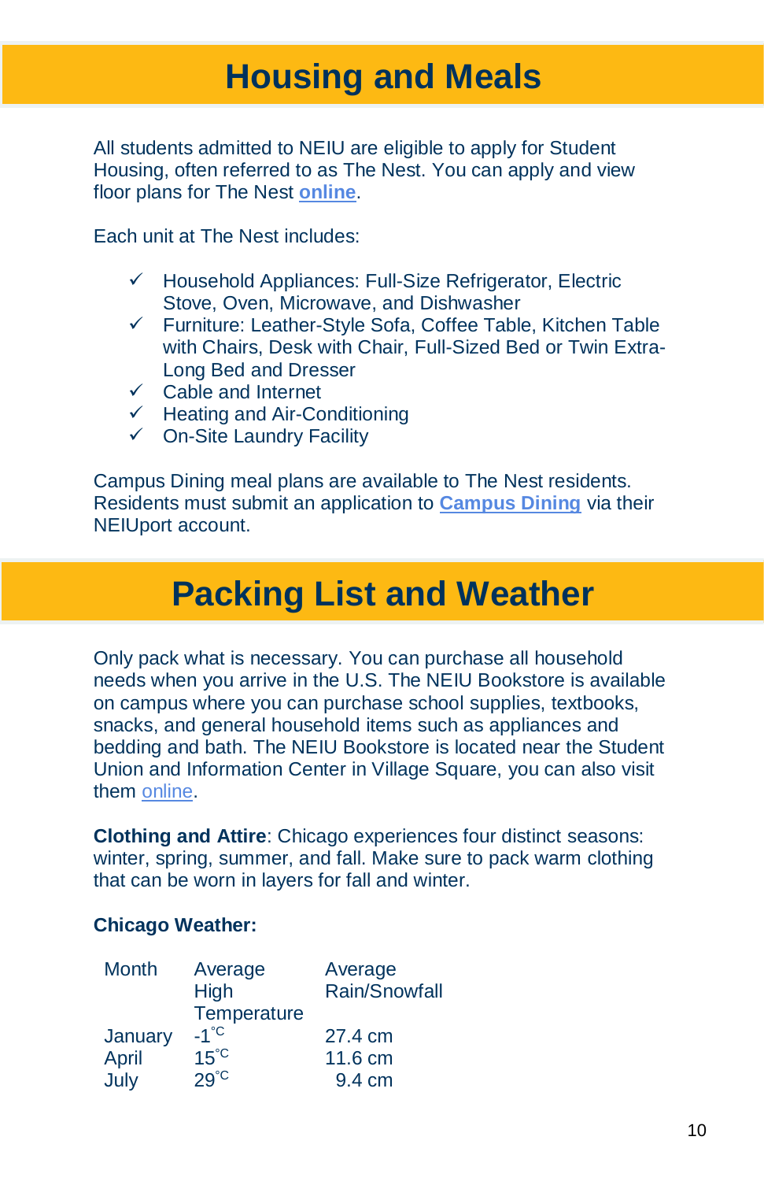# Housing and Meals

All students admitted to NEIU are eligible to apply for Student Housing, often referred to as The Nest. You can apply and view floor plans for The Nest **online**.

Each unit at The Nest includes:

- ✓ Household Appliances: Full-Size Refrigerator, Electric Stove, Oven, Microwave, and Dishwasher
- ✓ Furniture: Leather-Style Sofa, Coffee Table, Kitchen Table with Chairs, Desk with Chair, Full-Sized Bed or Twin Extra-Long Bed and Dresser
- ✓ Cable and Internet
- ✓ Heating and Air-Conditioning
- ✓ On-Site Laundry Facility

Campus Dining meal plans are available to The Nest residents. Residents must submit an application to **Campus Dining** via their NEIUport account.

# Packing List and Weather

Only pack what is necessary. You can purchase all household needs when you arrive in the U.S. The NEIU Bookstore is available on campus where you can purchase school supplies, textbooks, snacks, and general household items such as appliances and bedding and bath. The NEIU Bookstore is located near the Student Union and Information Center in Village Square, you can also visit them online.

**Clothing and Attire**: Chicago experiences four distinct seasons: winter, spring, summer, and fall. Make sure to pack warm clothing that can be worn in layers for fall and winter.

**Chicago Weather:**

| Month | Average High Temperature | Average Rain/Snowfall |
|---|---|---|
| January | -1℃ | 27.4 cm |
| April | 15℃ | 11.6 cm |
| July | 29℃ | 9.4 cm |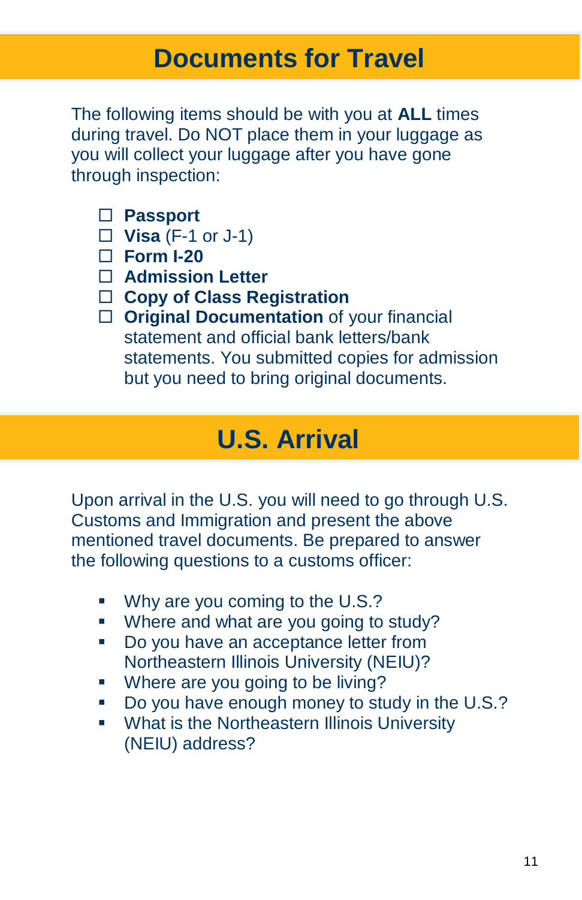## Documents for Travel

The following items should be with you at **ALL** times during travel. Do NOT place them in your luggage as you will collect your luggage after you have gone through inspection:

- ☐ **Passport**
- ☐ **Visa** (F-1 or J-1)
- ☐ **Form I-20**
- ☐ **Admission Letter**
- ☐ **Copy of Class Registration**
- ☐ **Original Documentation** of your financial statement and official bank letters/bank statements. You submitted copies for admission but you need to bring original documents.

## U.S. Arrival

Upon arrival in the U.S. you will need to go through U.S. Customs and Immigration and present the above mentioned travel documents. Be prepared to answer the following questions to a customs officer:

- Why are you coming to the U.S.?
- Where and what are you going to study?
- Do you have an acceptance letter from Northeastern Illinois University (NEIU)?
- Where are you going to be living?
- Do you have enough money to study in the U.S.?
- What is the Northeastern Illinois University (NEIU) address?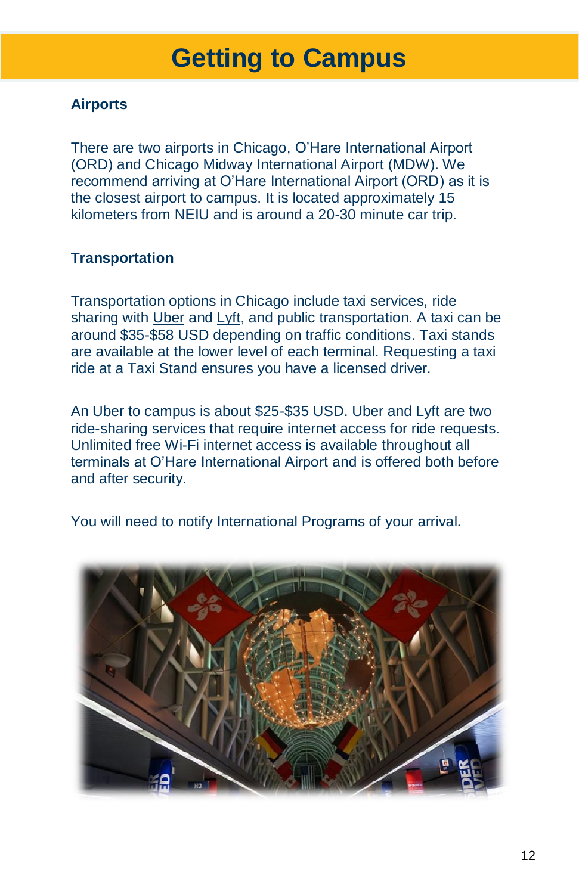# Getting to Campus

### Airports

There are two airports in Chicago, O'Hare International Airport (ORD) and Chicago Midway International Airport (MDW). We recommend arriving at O'Hare International Airport (ORD) as it is the closest airport to campus. It is located approximately 15 kilometers from NEIU and is around a 20-30 minute car trip.

### Transportation

Transportation options in Chicago include taxi services, ride sharing with Uber and Lyft, and public transportation. A taxi can be around $35-$58 USD depending on traffic conditions. Taxi stands are available at the lower level of each terminal. Requesting a taxi ride at a Taxi Stand ensures you have a licensed driver.

An Uber to campus is about $25-$35 USD. Uber and Lyft are two ride-sharing services that require internet access for ride requests. Unlimited free Wi-Fi internet access is available throughout all terminals at O'Hare International Airport and is offered both before and after security.

You will need to notify International Programs of your arrival.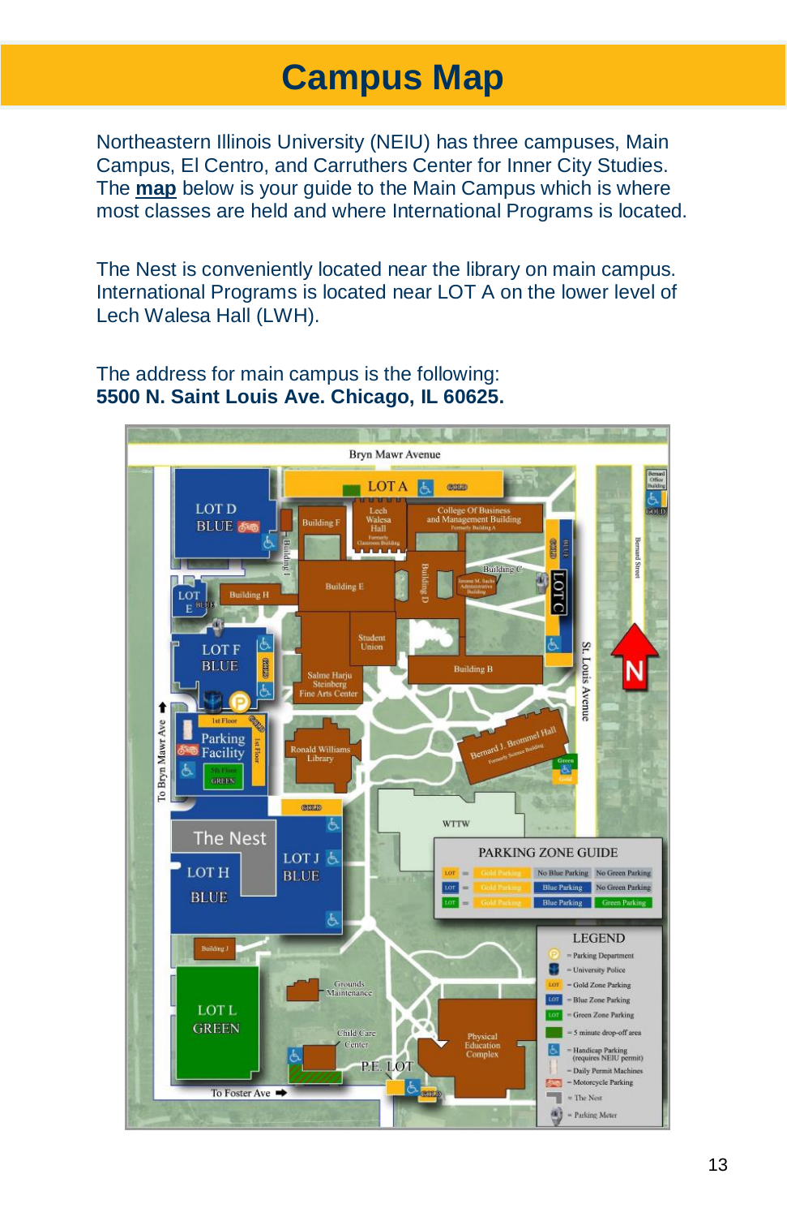# Campus Map

Northeastern Illinois University (NEIU) has three campuses, Main Campus, El Centro, and Carruthers Center for Inner City Studies. The **map** below is your guide to the Main Campus which is where most classes are held and where International Programs is located.

The Nest is conveniently located near the library on main campus. International Programs is located near LOT A on the lower level of Lech Walesa Hall (LWH).

The address for main campus is the following:
**5500 N. Saint Louis Ave. Chicago, IL 60625.**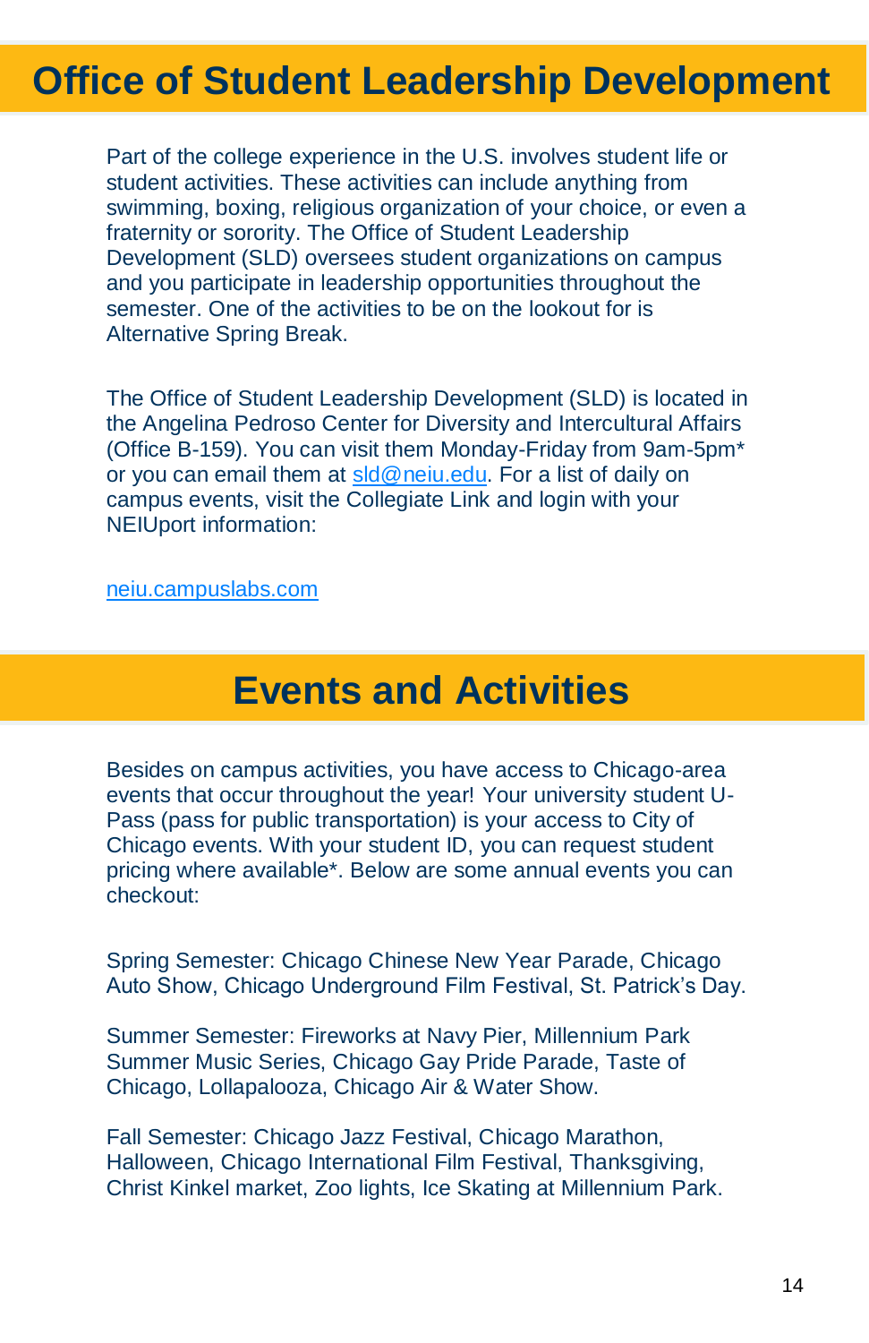# Office of Student Leadership Development

Part of the college experience in the U.S. involves student life or student activities. These activities can include anything from swimming, boxing, religious organization of your choice, or even a fraternity or sorority. The Office of Student Leadership Development (SLD) oversees student organizations on campus and you participate in leadership opportunities throughout the semester. One of the activities to be on the lookout for is Alternative Spring Break.

The Office of Student Leadership Development (SLD) is located in the Angelina Pedroso Center for Diversity and Intercultural Affairs (Office B-159). You can visit them Monday-Friday from 9am-5pm* or you can email them at [sld@neiu.edu](mailto:sld@neiu.edu). For a list of daily on campus events, visit the Collegiate Link and login with your NEIUport information:

[neiu.campuslabs.com](http://neiu.campuslabs.com)

# Events and Activities

Besides on campus activities, you have access to Chicago-area events that occur throughout the year! Your university student U-Pass (pass for public transportation) is your access to City of Chicago events. With your student ID, you can request student pricing where available*. Below are some annual events you can checkout:

Spring Semester: Chicago Chinese New Year Parade, Chicago Auto Show, Chicago Underground Film Festival, St. Patrick's Day.

Summer Semester: Fireworks at Navy Pier, Millennium Park Summer Music Series, Chicago Gay Pride Parade, Taste of Chicago, Lollapalooza, Chicago Air & Water Show.

Fall Semester: Chicago Jazz Festival, Chicago Marathon, Halloween, Chicago International Film Festival, Thanksgiving, Christ Kinkel market, Zoo lights, Ice Skating at Millennium Park.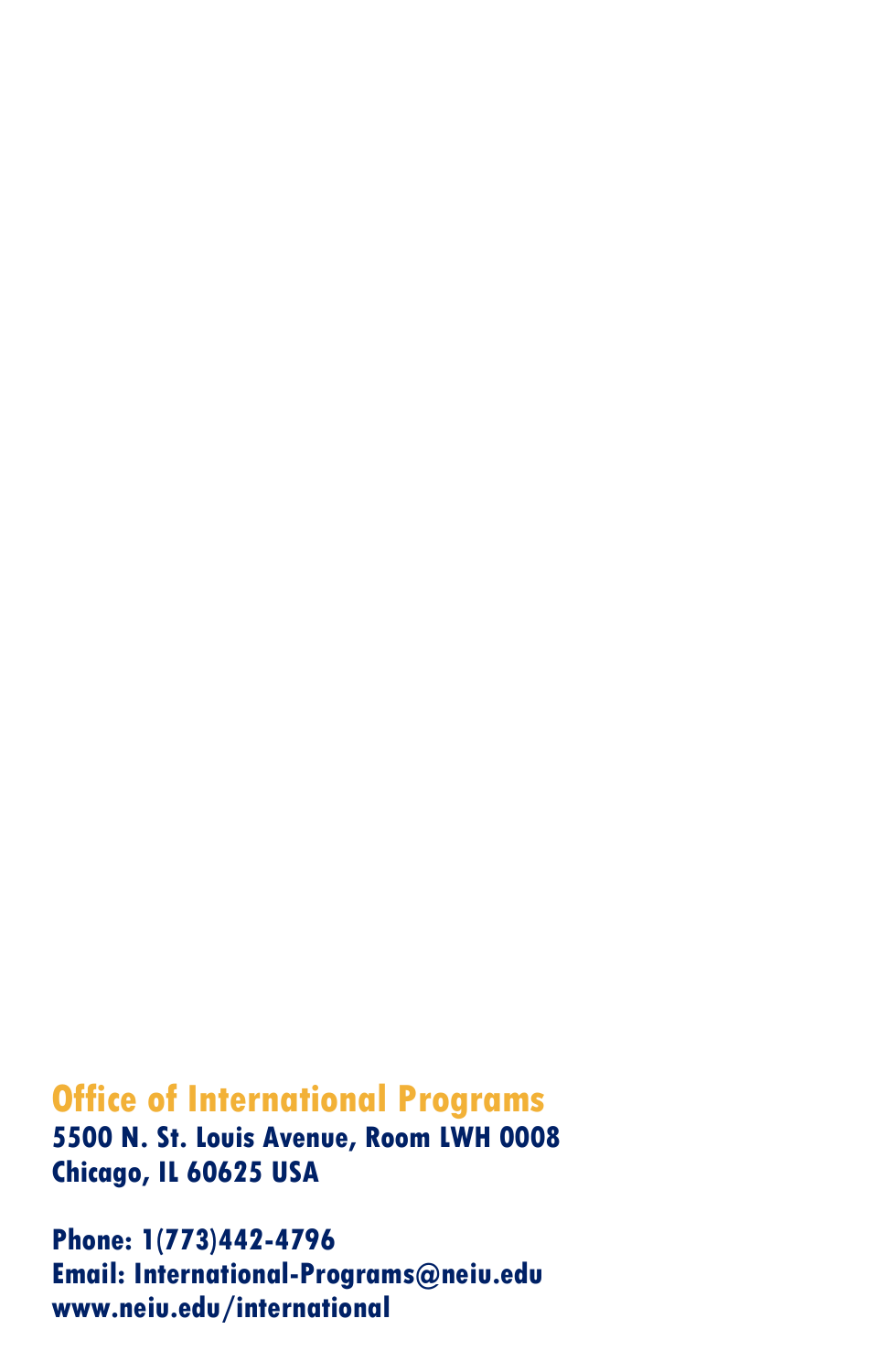## Office of International Programs

**5500 N. St. Louis Avenue, Room LWH 0008**
**Chicago, IL 60625 USA**

**Phone: 1(773)442-4796**
**Email: International-Programs@neiu.edu**
**www.neiu.edu/international**